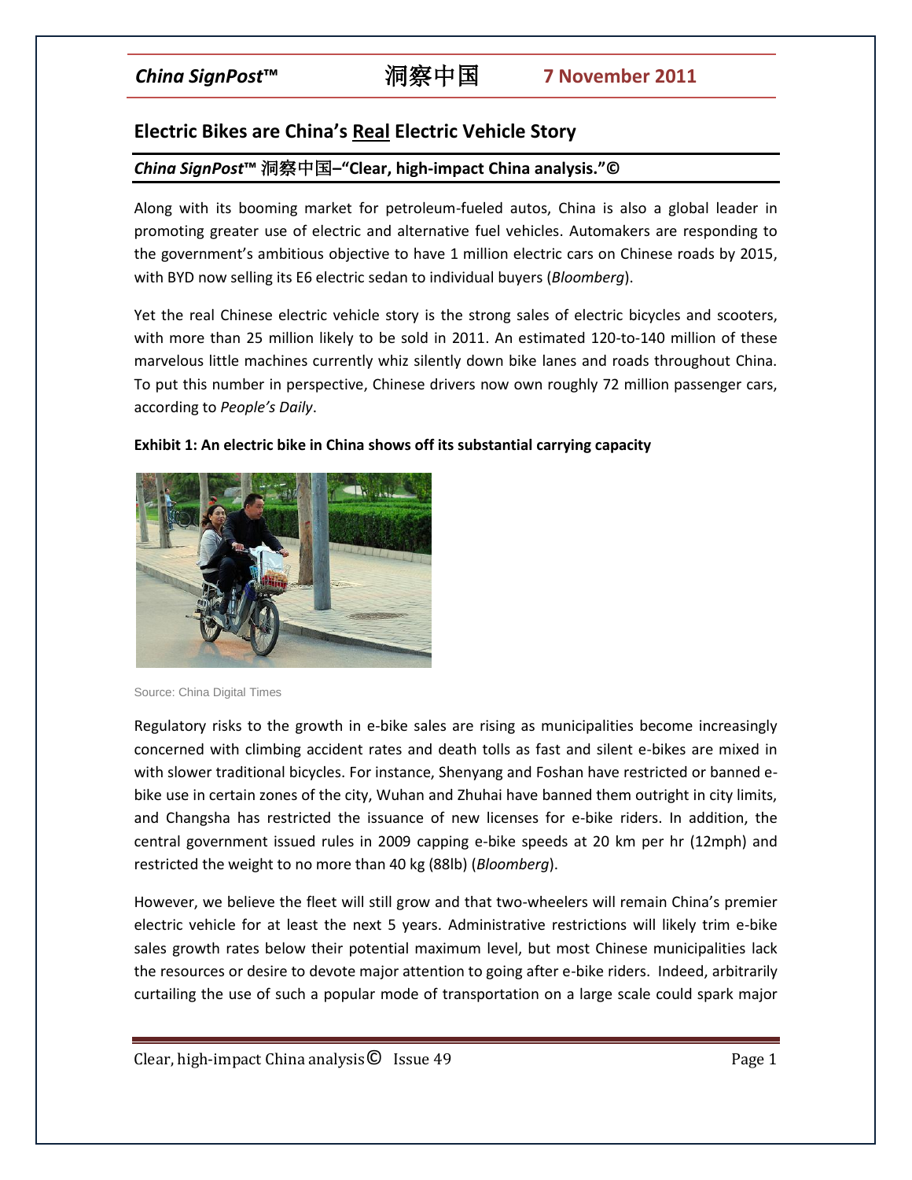# Electric Bikes are China's Real Electric Vehicle Story

***China SignPost*™ 洞察中国–"Clear, high-impact China analysis."©**

Along with its booming market for petroleum-fueled autos, China is also a global leader in promoting greater use of electric and alternative fuel vehicles. Automakers are responding to the government's ambitious objective to have 1 million electric cars on Chinese roads by 2015, with BYD now selling its E6 electric sedan to individual buyers (*Bloomberg*).

Yet the real Chinese electric vehicle story is the strong sales of electric bicycles and scooters, with more than 25 million likely to be sold in 2011. An estimated 120-to-140 million of these marvelous little machines currently whiz silently down bike lanes and roads throughout China. To put this number in perspective, Chinese drivers now own roughly 72 million passenger cars, according to *People's Daily*.

**Exhibit 1: An electric bike in China shows off its substantial carrying capacity**

Source: China Digital Times

Regulatory risks to the growth in e-bike sales are rising as municipalities become increasingly concerned with climbing accident rates and death tolls as fast and silent e-bikes are mixed in with slower traditional bicycles. For instance, Shenyang and Foshan have restricted or banned e-bike use in certain zones of the city, Wuhan and Zhuhai have banned them outright in city limits, and Changsha has restricted the issuance of new licenses for e-bike riders. In addition, the central government issued rules in 2009 capping e-bike speeds at 20 km per hr (12mph) and restricted the weight to no more than 40 kg (88lb) (*Bloomberg*).

However, we believe the fleet will still grow and that two-wheelers will remain China's premier electric vehicle for at least the next 5 years. Administrative restrictions will likely trim e-bike sales growth rates below their potential maximum level, but most Chinese municipalities lack the resources or desire to devote major attention to going after e-bike riders. Indeed, arbitrarily curtailing the use of such a popular mode of transportation on a large scale could spark major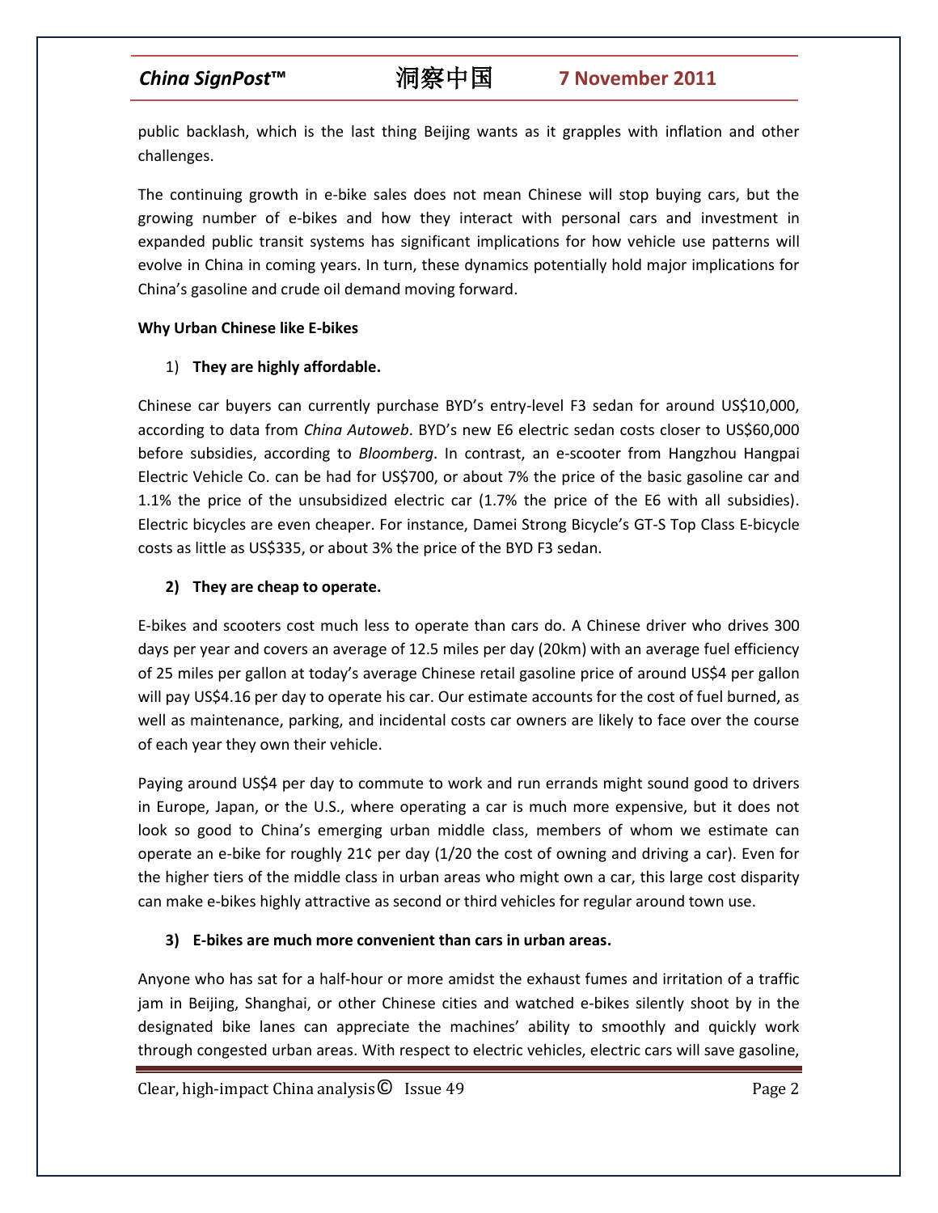public backlash, which is the last thing Beijing wants as it grapples with inflation and other challenges.

The continuing growth in e-bike sales does not mean Chinese will stop buying cars, but the growing number of e-bikes and how they interact with personal cars and investment in expanded public transit systems has significant implications for how vehicle use patterns will evolve in China in coming years. In turn, these dynamics potentially hold major implications for China's gasoline and crude oil demand moving forward.

**Why Urban Chinese like E-bikes**

1) **They are highly affordable.**

Chinese car buyers can currently purchase BYD's entry-level F3 sedan for around US$10,000, according to data from *China Autoweb*. BYD's new E6 electric sedan costs closer to US$60,000 before subsidies, according to *Bloomberg*. In contrast, an e-scooter from Hangzhou Hangpai Electric Vehicle Co. can be had for US$700, or about 7% the price of the basic gasoline car and 1.1% the price of the unsubsidized electric car (1.7% the price of the E6 with all subsidies). Electric bicycles are even cheaper. For instance, Damei Strong Bicycle's GT-S Top Class E-bicycle costs as little as US$335, or about 3% the price of the BYD F3 sedan.

2) **They are cheap to operate.**

E-bikes and scooters cost much less to operate than cars do. A Chinese driver who drives 300 days per year and covers an average of 12.5 miles per day (20km) with an average fuel efficiency of 25 miles per gallon at today's average Chinese retail gasoline price of around US$4 per gallon will pay US$4.16 per day to operate his car. Our estimate accounts for the cost of fuel burned, as well as maintenance, parking, and incidental costs car owners are likely to face over the course of each year they own their vehicle.

Paying around US$4 per day to commute to work and run errands might sound good to drivers in Europe, Japan, or the U.S., where operating a car is much more expensive, but it does not look so good to China's emerging urban middle class, members of whom we estimate can operate an e-bike for roughly 21¢ per day (1/20 the cost of owning and driving a car). Even for the higher tiers of the middle class in urban areas who might own a car, this large cost disparity can make e-bikes highly attractive as second or third vehicles for regular around town use.

3) **E-bikes are much more convenient than cars in urban areas.**

Anyone who has sat for a half-hour or more amidst the exhaust fumes and irritation of a traffic jam in Beijing, Shanghai, or other Chinese cities and watched e-bikes silently shoot by in the designated bike lanes can appreciate the machines' ability to smoothly and quickly work through congested urban areas. With respect to electric vehicles, electric cars will save gasoline,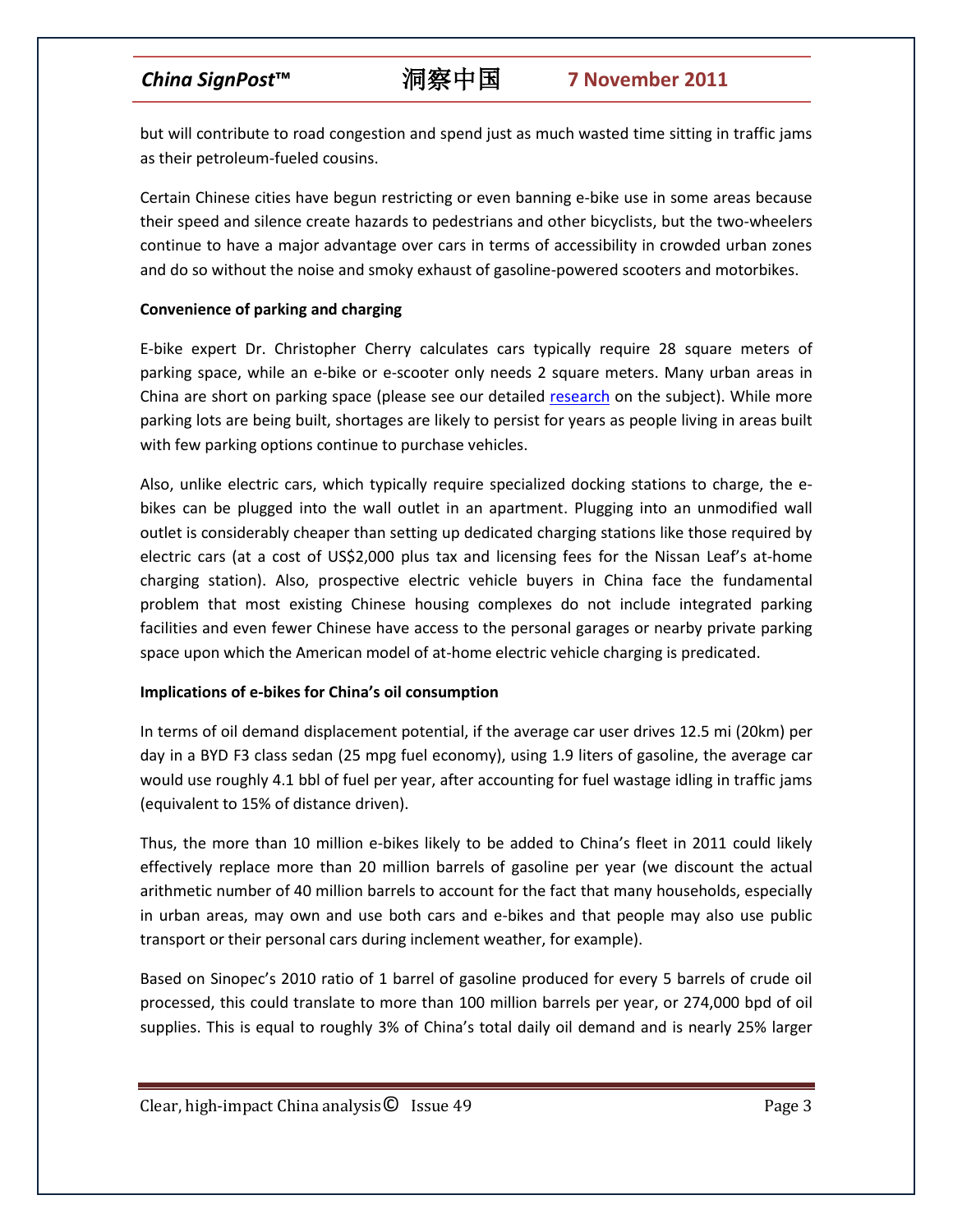but will contribute to road congestion and spend just as much wasted time sitting in traffic jams as their petroleum-fueled cousins.

Certain Chinese cities have begun restricting or even banning e-bike use in some areas because their speed and silence create hazards to pedestrians and other bicyclists, but the two-wheelers continue to have a major advantage over cars in terms of accessibility in crowded urban zones and do so without the noise and smoky exhaust of gasoline-powered scooters and motorbikes.

**Convenience of parking and charging**

E-bike expert Dr. Christopher Cherry calculates cars typically require 28 square meters of parking space, while an e-bike or e-scooter only needs 2 square meters. Many urban areas in China are short on parking space (please see our detailed research on the subject). While more parking lots are being built, shortages are likely to persist for years as people living in areas built with few parking options continue to purchase vehicles.

Also, unlike electric cars, which typically require specialized docking stations to charge, the e-bikes can be plugged into the wall outlet in an apartment. Plugging into an unmodified wall outlet is considerably cheaper than setting up dedicated charging stations like those required by electric cars (at a cost of US$2,000 plus tax and licensing fees for the Nissan Leaf's at-home charging station). Also, prospective electric vehicle buyers in China face the fundamental problem that most existing Chinese housing complexes do not include integrated parking facilities and even fewer Chinese have access to the personal garages or nearby private parking space upon which the American model of at-home electric vehicle charging is predicated.

**Implications of e-bikes for China's oil consumption**

In terms of oil demand displacement potential, if the average car user drives 12.5 mi (20km) per day in a BYD F3 class sedan (25 mpg fuel economy), using 1.9 liters of gasoline, the average car would use roughly 4.1 bbl of fuel per year, after accounting for fuel wastage idling in traffic jams (equivalent to 15% of distance driven).

Thus, the more than 10 million e-bikes likely to be added to China's fleet in 2011 could likely effectively replace more than 20 million barrels of gasoline per year (we discount the actual arithmetic number of 40 million barrels to account for the fact that many households, especially in urban areas, may own and use both cars and e-bikes and that people may also use public transport or their personal cars during inclement weather, for example).

Based on Sinopec's 2010 ratio of 1 barrel of gasoline produced for every 5 barrels of crude oil processed, this could translate to more than 100 million barrels per year, or 274,000 bpd of oil supplies. This is equal to roughly 3% of China's total daily oil demand and is nearly 25% larger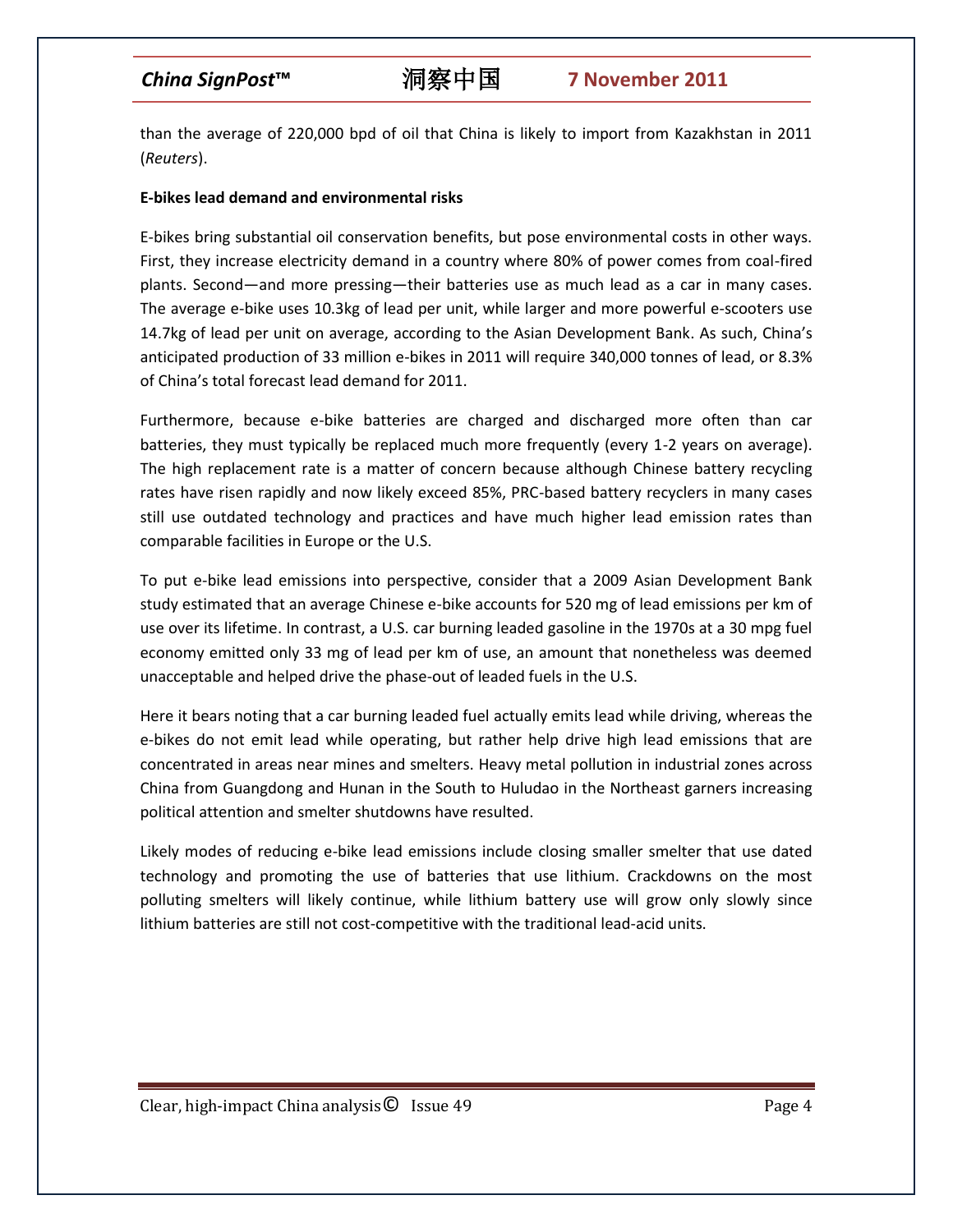than the average of 220,000 bpd of oil that China is likely to import from Kazakhstan in 2011 (*Reuters*).

**E-bikes lead demand and environmental risks**

E-bikes bring substantial oil conservation benefits, but pose environmental costs in other ways. First, they increase electricity demand in a country where 80% of power comes from coal-fired plants. Second—and more pressing—their batteries use as much lead as a car in many cases. The average e-bike uses 10.3kg of lead per unit, while larger and more powerful e-scooters use 14.7kg of lead per unit on average, according to the Asian Development Bank. As such, China's anticipated production of 33 million e-bikes in 2011 will require 340,000 tonnes of lead, or 8.3% of China's total forecast lead demand for 2011.

Furthermore, because e-bike batteries are charged and discharged more often than car batteries, they must typically be replaced much more frequently (every 1-2 years on average). The high replacement rate is a matter of concern because although Chinese battery recycling rates have risen rapidly and now likely exceed 85%, PRC-based battery recyclers in many cases still use outdated technology and practices and have much higher lead emission rates than comparable facilities in Europe or the U.S.

To put e-bike lead emissions into perspective, consider that a 2009 Asian Development Bank study estimated that an average Chinese e-bike accounts for 520 mg of lead emissions per km of use over its lifetime. In contrast, a U.S. car burning leaded gasoline in the 1970s at a 30 mpg fuel economy emitted only 33 mg of lead per km of use, an amount that nonetheless was deemed unacceptable and helped drive the phase-out of leaded fuels in the U.S.

Here it bears noting that a car burning leaded fuel actually emits lead while driving, whereas the e-bikes do not emit lead while operating, but rather help drive high lead emissions that are concentrated in areas near mines and smelters. Heavy metal pollution in industrial zones across China from Guangdong and Hunan in the South to Huludao in the Northeast garners increasing political attention and smelter shutdowns have resulted.

Likely modes of reducing e-bike lead emissions include closing smaller smelter that use dated technology and promoting the use of batteries that use lithium. Crackdowns on the most polluting smelters will likely continue, while lithium battery use will grow only slowly since lithium batteries are still not cost-competitive with the traditional lead-acid units.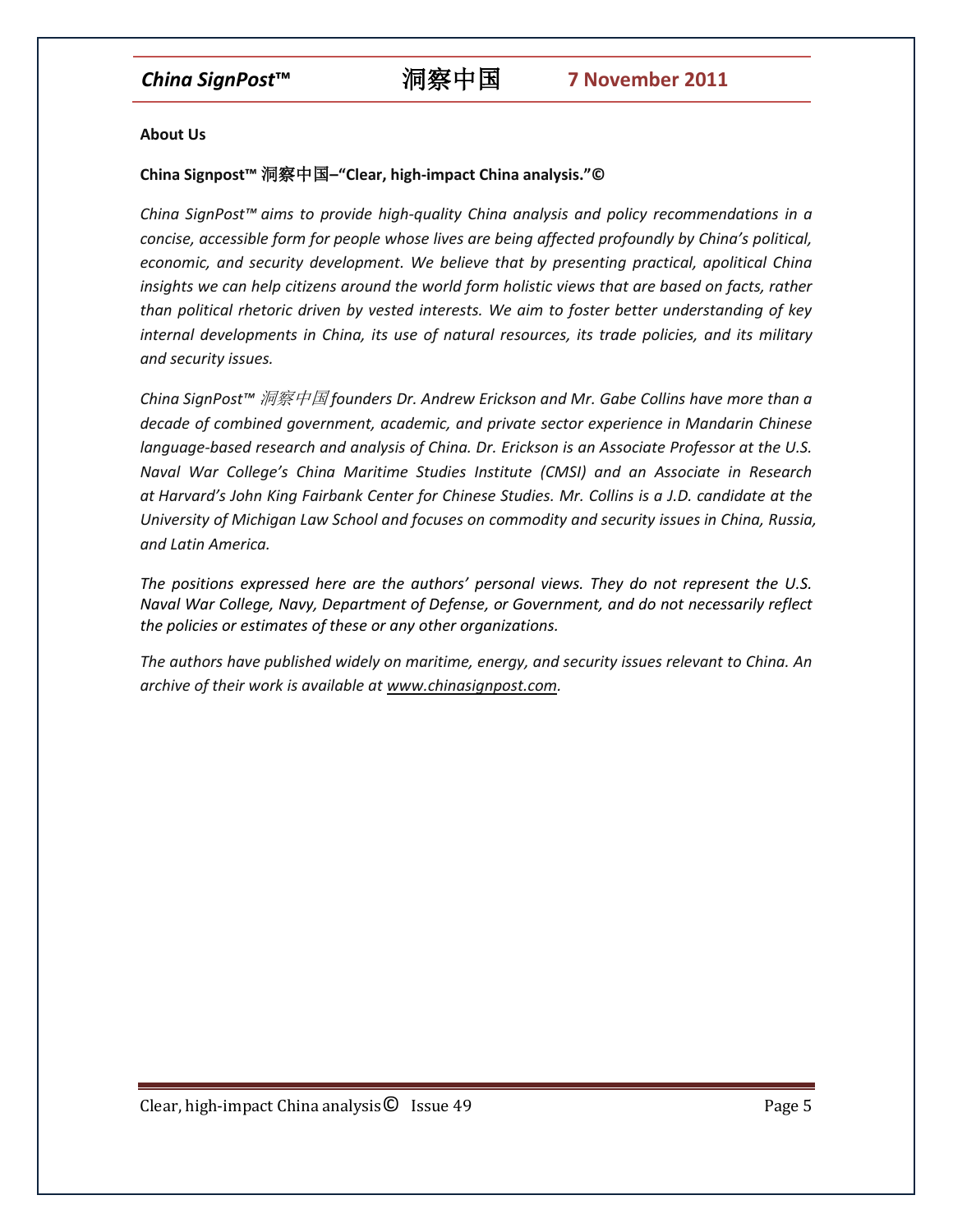**About Us**

**China Signpost™ 洞察中国–"Clear, high-impact China analysis."©**

*China SignPost™ aims to provide high-quality China analysis and policy recommendations in a concise, accessible form for people whose lives are being affected profoundly by China's political, economic, and security development. We believe that by presenting practical, apolitical China insights we can help citizens around the world form holistic views that are based on facts, rather than political rhetoric driven by vested interests. We aim to foster better understanding of key internal developments in China, its use of natural resources, its trade policies, and its military and security issues.*

*China SignPost™ 洞察中国 founders Dr. Andrew Erickson and Mr. Gabe Collins have more than a decade of combined government, academic, and private sector experience in Mandarin Chinese language-based research and analysis of China. Dr. Erickson is an Associate Professor at the U.S. Naval War College's China Maritime Studies Institute (CMSI) and an Associate in Research at Harvard's John King Fairbank Center for Chinese Studies. Mr. Collins is a J.D. candidate at the University of Michigan Law School and focuses on commodity and security issues in China, Russia, and Latin America.*

*The positions expressed here are the authors' personal views. They do not represent the U.S. Naval War College, Navy, Department of Defense, or Government, and do not necessarily reflect the policies or estimates of these or any other organizations.*

*The authors have published widely on maritime, energy, and security issues relevant to China. An archive of their work is available at www.chinasignpost.com.*